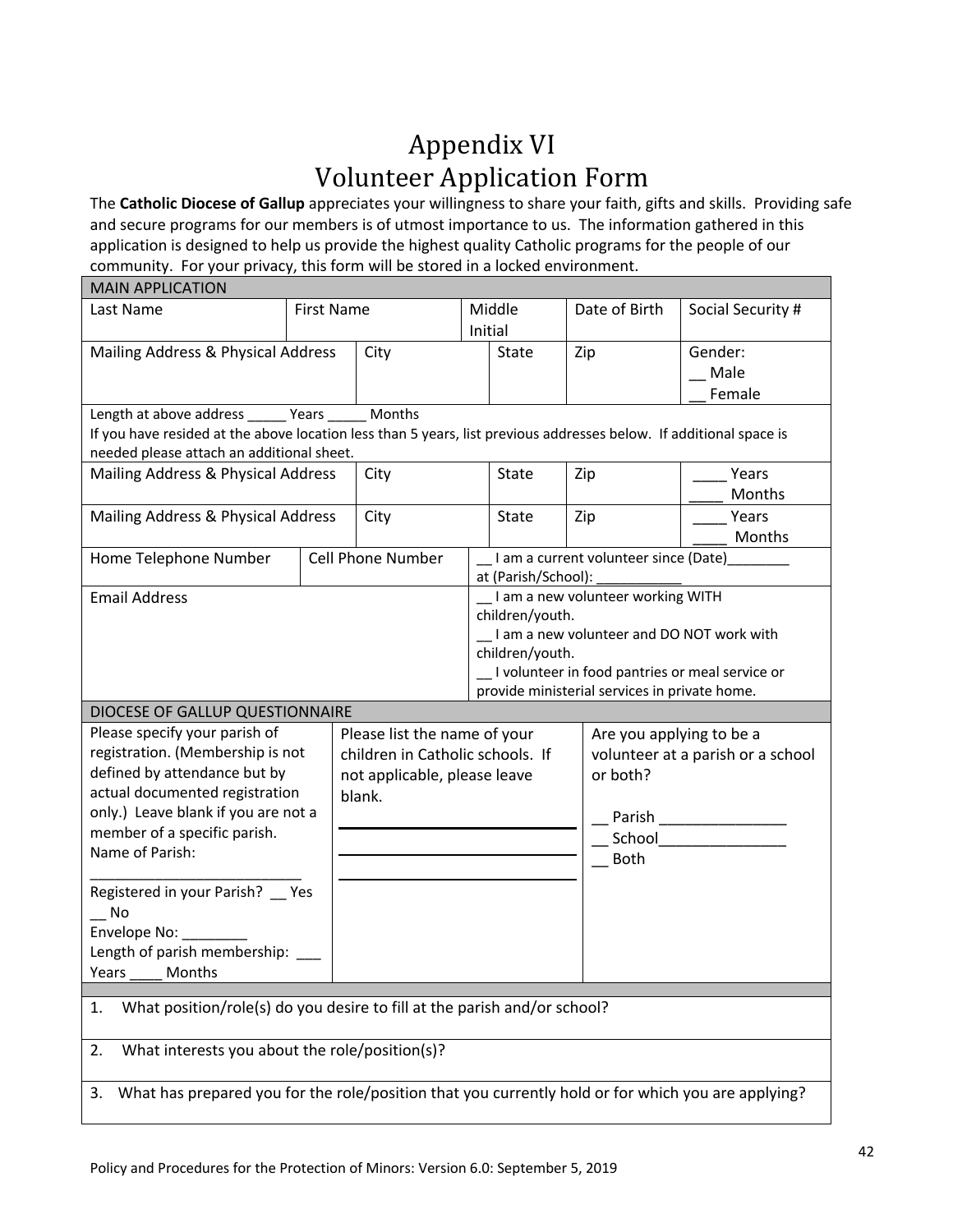# Appendix VI
# Volunteer Application Form

The **Catholic Diocese of Gallup** appreciates your willingness to share your faith, gifts and skills. Providing safe and secure programs for our members is of utmost importance to us. The information gathered in this application is designed to help us provide the highest quality Catholic programs for the people of our community. For your privacy, this form will be stored in a locked environment.

| MAIN APPLICATION | | | | | |
|---|---|---|---|---|---|
| Last Name | First Name | | Middle Initial | Date of Birth | Social Security # |
| Mailing Address & Physical Address | City | | State | Zip | Gender: __ Male __ Female |
| Length at above address _____ Years _____ Months<br>If you have resided at the above location less than 5 years, list previous addresses below. If additional space is needed please attach an additional sheet. | | | | | |
| Mailing Address & Physical Address | City | | State | Zip | ____ Years ____ Months |
| Mailing Address & Physical Address | City | | State | Zip | ____ Years ____ Months |
| Home Telephone Number | Cell Phone Number | | __ I am a current volunteer since (Date)________ at (Parish/School): ___________ | | |
| Email Address | | | __ I am a new volunteer working WITH children/youth.<br>__ I am a new volunteer and DO NOT work with children/youth.<br>__ I volunteer in food pantries or meal service or provide ministerial services in private home. | | |

| DIOCESE OF GALLUP QUESTIONNAIRE | | |
|---|---|---|
| Please specify your parish of registration. (Membership is not defined by attendance but by actual documented registration only.) Leave blank if you are not a member of a specific parish.<br>Name of Parish:<br>___________________________<br>Registered in your Parish? __ Yes __ No<br>Envelope No: ________<br>Length of parish membership: ___ Years ____ Months | Please list the name of your children in Catholic schools. If not applicable, please leave blank.<br>______________________<br>______________________<br>______________________ | Are you applying to be a volunteer at a parish or a school or both?<br>__ Parish _______________<br>__ School_______________<br>__ Both |

1. What position/role(s) do you desire to fill at the parish and/or school?

2. What interests you about the role/position(s)?

3. What has prepared you for the role/position that you currently hold or for which you are applying?

Policy and Procedures for the Protection of Minors: Version 6.0: September 5, 2019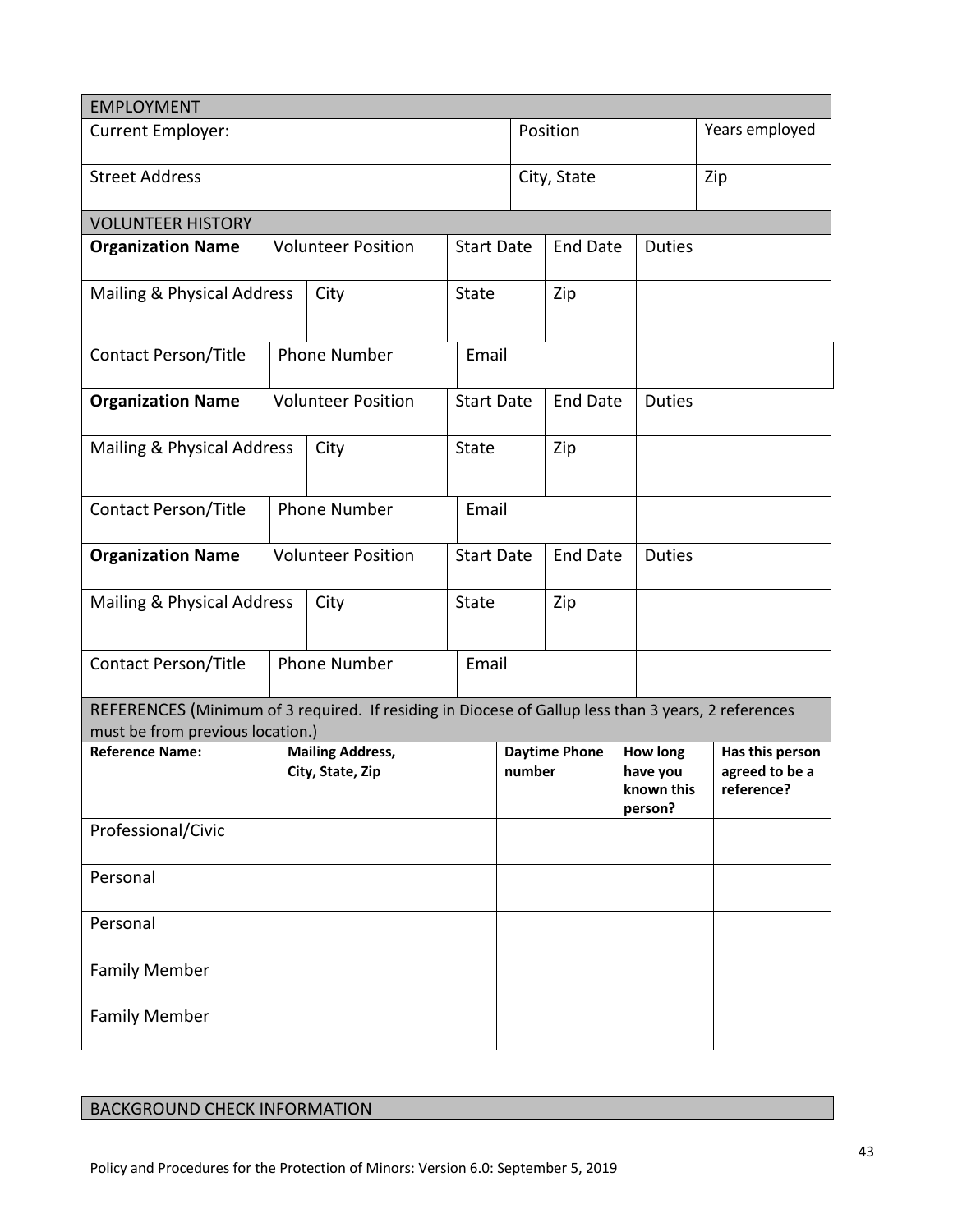## EMPLOYMENT

| Current Employer: | Position | Years employed |
|---|---|---|
| Street Address | City, State | Zip |

## VOLUNTEER HISTORY

| **Organization Name** | Volunteer Position | Start Date | End Date | Duties |
|---|---|---|---|---|
| Mailing & Physical Address | City | State | Zip | |
| Contact Person/Title | Phone Number | Email | | |
| **Organization Name** | Volunteer Position | Start Date | End Date | Duties |
| Mailing & Physical Address | City | State | Zip | |
| Contact Person/Title | Phone Number | Email | | |
| **Organization Name** | Volunteer Position | Start Date | End Date | Duties |
| Mailing & Physical Address | City | State | Zip | |
| Contact Person/Title | Phone Number | Email | | |

## REFERENCES (Minimum of 3 required. If residing in Diocese of Gallup less than 3 years, 2 references must be from previous location.)

| **Reference Name:** | **Mailing Address, City, State, Zip** | **Daytime Phone number** | **How long have you known this person?** | **Has this person agreed to be a reference?** |
|---|---|---|---|---|
| Professional/Civic | | | | |
| Personal | | | | |
| Personal | | | | |
| Family Member | | | | |
| Family Member | | | | |

## BACKGROUND CHECK INFORMATION

Policy and Procedures for the Protection of Minors: Version 6.0: September 5, 2019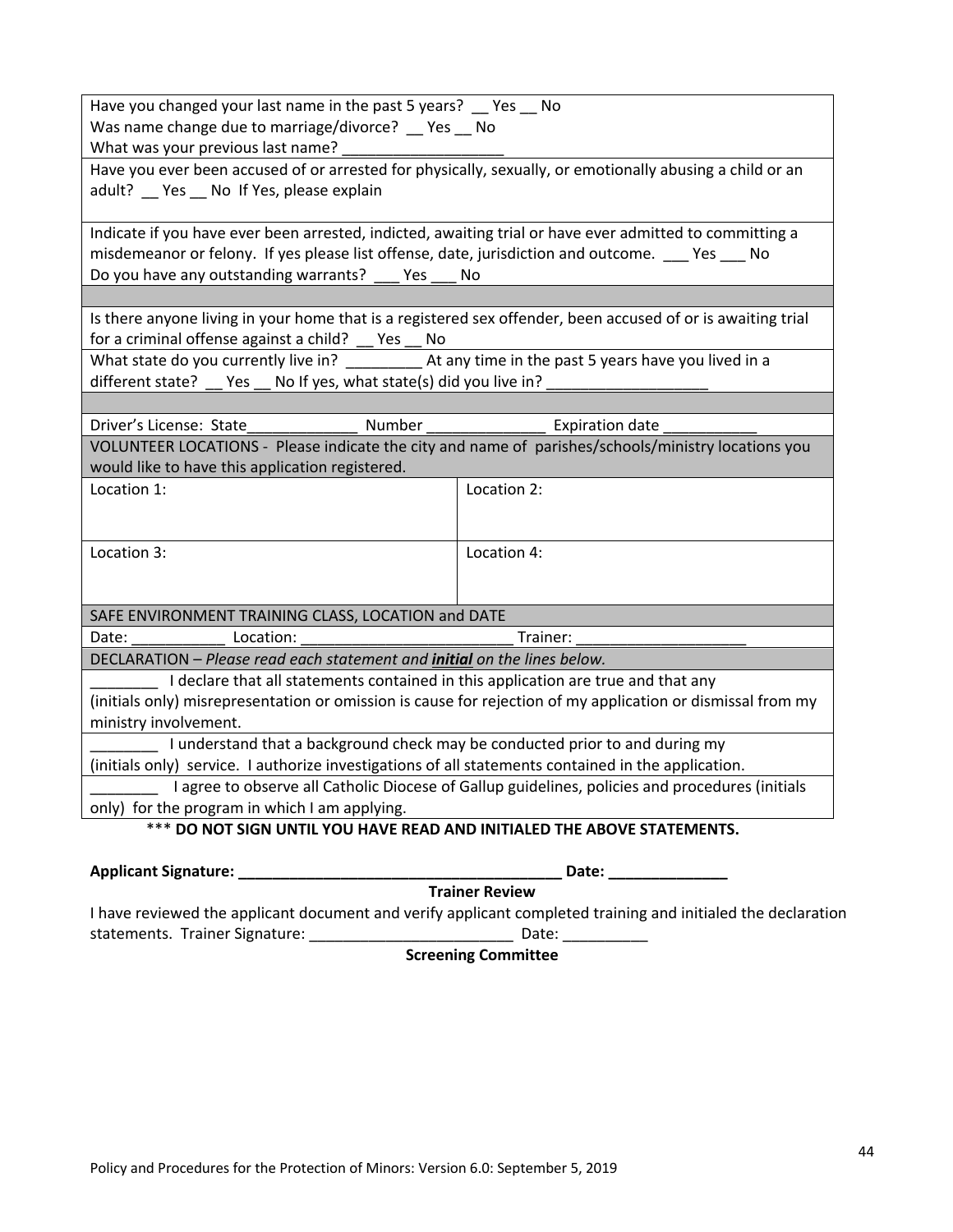Have you changed your last name in the past 5 years? __ Yes __ No
Was name change due to marriage/divorce? __ Yes __ No
What was your previous last name? ___________________

Have you ever been accused of or arrested for physically, sexually, or emotionally abusing a child or an adult? __ Yes __ No If Yes, please explain

Indicate if you have ever been arrested, indicted, awaiting trial or have ever admitted to committing a misdemeanor or felony. If yes please list offense, date, jurisdiction and outcome. ___ Yes ___ No
Do you have any outstanding warrants? ___ Yes ___ No

Is there anyone living in your home that is a registered sex offender, been accused of or is awaiting trial for a criminal offense against a child? __ Yes __ No

What state do you currently live in? _________ At any time in the past 5 years have you lived in a different state? __ Yes __ No If yes, what state(s) did you live in? ___________________

Driver's License: State_____________ Number ______________ Expiration date ___________

VOLUNTEER LOCATIONS - Please indicate the city and name of parishes/schools/ministry locations you would like to have this application registered.

| | |
|---|---|
| Location 1: | Location 2: |
| Location 3: | Location 4: |

SAFE ENVIRONMENT TRAINING CLASS, LOCATION and DATE

Date: ___________ Location: _________________________ Trainer: ____________________

DECLARATION – *Please read each statement and* ***initial*** *on the lines below.*

________ I declare that all statements contained in this application are true and that any (initials only) misrepresentation or omission is cause for rejection of my application or dismissal from my ministry involvement.

________ I understand that a background check may be conducted prior to and during my (initials only) service. I authorize investigations of all statements contained in the application.

________ I agree to observe all Catholic Diocese of Gallup guidelines, policies and procedures (initials only) for the program in which I am applying.

*** **DO NOT SIGN UNTIL YOU HAVE READ AND INITIALED THE ABOVE STATEMENTS.**

**Applicant Signature: _______________________________________ Date: ______________**

**Trainer Review**

I have reviewed the applicant document and verify applicant completed training and initialed the declaration statements. Trainer Signature: ________________________ Date: __________

**Screening Committee**